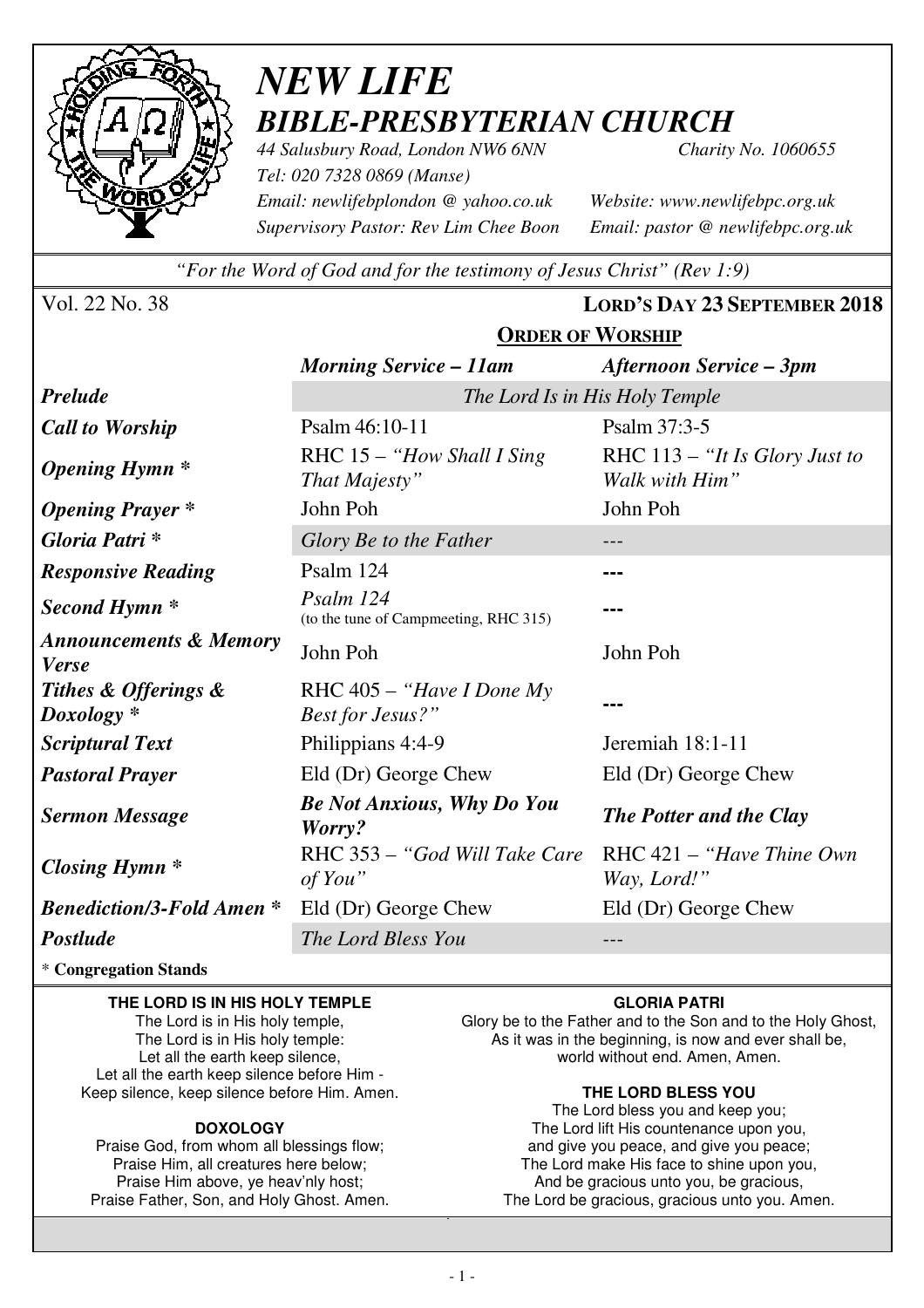# *NEW LIFE*
## *BIBLE-PRESBYTERIAN CHURCH*

*44 Salusbury Road, London NW6 6NN* — *Charity No. 1060655*
*Tel: 020 7328 0869 (Manse)*
*Email: newlifebplondon @ yahoo.co.uk* — *Website: www.newlifebpc.org.uk*
*Supervisory Pastor: Rev Lim Chee Boon* — *Email: pastor @ newlifebpc.org.uk*

*"For the Word of God and for the testimony of Jesus Christ" (Rev 1:9)*

Vol. 22 No. 38 — **LORD'S DAY 23 SEPTEMBER 2018**

## ORDER OF WORSHIP

| | *Morning Service – 11am* | *Afternoon Service – 3pm* |
|---|---|---|
| ***Prelude*** | *The Lord Is in His Holy Temple* | |
| ***Call to Worship*** | Psalm 46:10-11 | Psalm 37:3-5 |
| ***Opening Hymn **** | RHC 15 – *"How Shall I Sing That Majesty"* | RHC 113 – *"It Is Glory Just to Walk with Him"* |
| ***Opening Prayer **** | John Poh | John Poh |
| ***Gloria Patri **** | *Glory Be to the Father* | --- |
| ***Responsive Reading*** | Psalm 124 | --- |
| ***Second Hymn **** | *Psalm 124* (to the tune of Campmeeting, RHC 315) | --- |
| ***Announcements & Memory Verse*** | John Poh | John Poh |
| ***Tithes & Offerings & Doxology **** | RHC 405 – *"Have I Done My Best for Jesus?"* | --- |
| ***Scriptural Text*** | Philippians 4:4-9 | Jeremiah 18:1-11 |
| ***Pastoral Prayer*** | Eld (Dr) George Chew | Eld (Dr) George Chew |
| ***Sermon Message*** | ***Be Not Anxious, Why Do You Worry?*** | ***The Potter and the Clay*** |
| ***Closing Hymn **** | RHC 353 – *"God Will Take Care of You"* | RHC 421 – *"Have Thine Own Way, Lord!"* |
| ***Benediction/3-Fold Amen **** | Eld (Dr) George Chew | Eld (Dr) George Chew |
| ***Postlude*** | *The Lord Bless You* | --- |

* **Congregation Stands**

**THE LORD IS IN HIS HOLY TEMPLE**
The Lord is in His holy temple,
The Lord is in His holy temple:
Let all the earth keep silence,
Let all the earth keep silence before Him -
Keep silence, keep silence before Him. Amen.

**DOXOLOGY**
Praise God, from whom all blessings flow;
Praise Him, all creatures here below;
Praise Him above, ye heav'nly host;
Praise Father, Son, and Holy Ghost. Amen.

**GLORIA PATRI**
Glory be to the Father and to the Son and to the Holy Ghost,
As it was in the beginning, is now and ever shall be,
world without end. Amen, Amen.

**THE LORD BLESS YOU**
The Lord bless you and keep you;
The Lord lift His countenance upon you,
and give you peace, and give you peace;
The Lord make His face to shine upon you,
And be gracious unto you, be gracious,
The Lord be gracious, gracious unto you. Amen.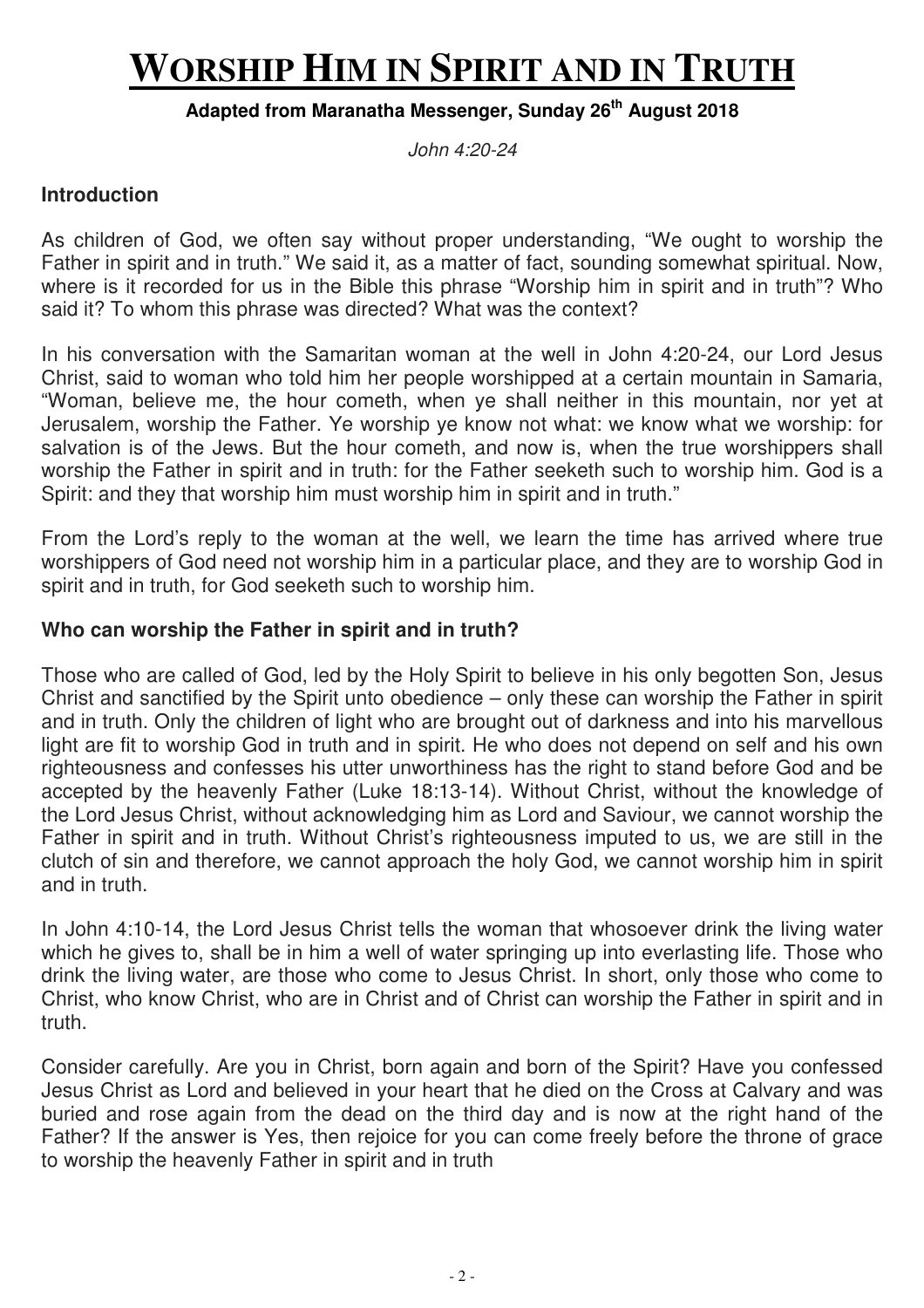# Worship Him in Spirit and in Truth

**Adapted from Maranatha Messenger, Sunday 26th August 2018**

*John 4:20-24*

**Introduction**

As children of God, we often say without proper understanding, "We ought to worship the Father in spirit and in truth." We said it, as a matter of fact, sounding somewhat spiritual. Now, where is it recorded for us in the Bible this phrase "Worship him in spirit and in truth"? Who said it? To whom this phrase was directed? What was the context?

In his conversation with the Samaritan woman at the well in John 4:20-24, our Lord Jesus Christ, said to woman who told him her people worshipped at a certain mountain in Samaria, "Woman, believe me, the hour cometh, when ye shall neither in this mountain, nor yet at Jerusalem, worship the Father. Ye worship ye know not what: we know what we worship: for salvation is of the Jews. But the hour cometh, and now is, when the true worshippers shall worship the Father in spirit and in truth: for the Father seeketh such to worship him. God is a Spirit: and they that worship him must worship him in spirit and in truth."

From the Lord's reply to the woman at the well, we learn the time has arrived where true worshippers of God need not worship him in a particular place, and they are to worship God in spirit and in truth, for God seeketh such to worship him.

**Who can worship the Father in spirit and in truth?**

Those who are called of God, led by the Holy Spirit to believe in his only begotten Son, Jesus Christ and sanctified by the Spirit unto obedience – only these can worship the Father in spirit and in truth. Only the children of light who are brought out of darkness and into his marvellous light are fit to worship God in truth and in spirit. He who does not depend on self and his own righteousness and confesses his utter unworthiness has the right to stand before God and be accepted by the heavenly Father (Luke 18:13-14). Without Christ, without the knowledge of the Lord Jesus Christ, without acknowledging him as Lord and Saviour, we cannot worship the Father in spirit and in truth. Without Christ's righteousness imputed to us, we are still in the clutch of sin and therefore, we cannot approach the holy God, we cannot worship him in spirit and in truth.

In John 4:10-14, the Lord Jesus Christ tells the woman that whosoever drink the living water which he gives to, shall be in him a well of water springing up into everlasting life. Those who drink the living water, are those who come to Jesus Christ. In short, only those who come to Christ, who know Christ, who are in Christ and of Christ can worship the Father in spirit and in truth.

Consider carefully. Are you in Christ, born again and born of the Spirit? Have you confessed Jesus Christ as Lord and believed in your heart that he died on the Cross at Calvary and was buried and rose again from the dead on the third day and is now at the right hand of the Father? If the answer is Yes, then rejoice for you can come freely before the throne of grace to worship the heavenly Father in spirit and in truth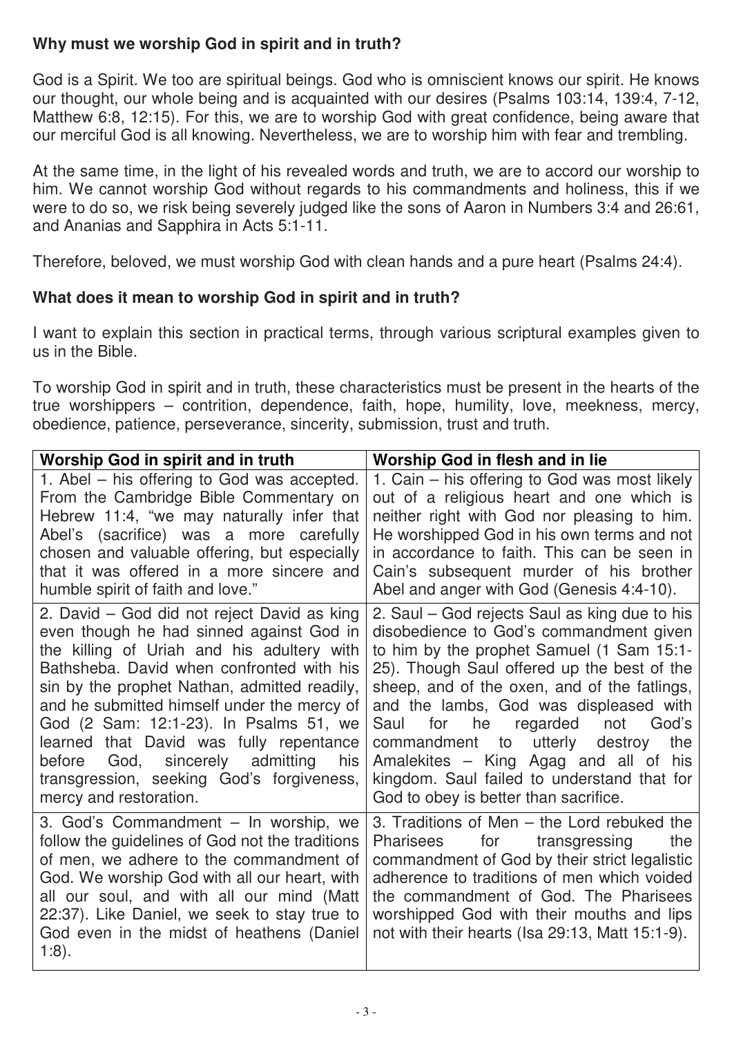**Why must we worship God in spirit and in truth?**

God is a Spirit. We too are spiritual beings. God who is omniscient knows our spirit. He knows our thought, our whole being and is acquainted with our desires (Psalms 103:14, 139:4, 7-12, Matthew 6:8, 12:15). For this, we are to worship God with great confidence, being aware that our merciful God is all knowing. Nevertheless, we are to worship him with fear and trembling.

At the same time, in the light of his revealed words and truth, we are to accord our worship to him. We cannot worship God without regards to his commandments and holiness, this if we were to do so, we risk being severely judged like the sons of Aaron in Numbers 3:4 and 26:61, and Ananias and Sapphira in Acts 5:1-11.

Therefore, beloved, we must worship God with clean hands and a pure heart (Psalms 24:4).

**What does it mean to worship God in spirit and in truth?**

I want to explain this section in practical terms, through various scriptural examples given to us in the Bible.

To worship God in spirit and in truth, these characteristics must be present in the hearts of the true worshippers – contrition, dependence, faith, hope, humility, love, meekness, mercy, obedience, patience, perseverance, sincerity, submission, trust and truth.

| **Worship God in spirit and in truth** | **Worship God in flesh and in lie** |
| --- | --- |
| 1. Abel – his offering to God was accepted. From the Cambridge Bible Commentary on Hebrew 11:4, "we may naturally infer that Abel's (sacrifice) was a more carefully chosen and valuable offering, but especially that it was offered in a more sincere and humble spirit of faith and love." | 1. Cain – his offering to God was most likely out of a religious heart and one which is neither right with God nor pleasing to him. He worshipped God in his own terms and not in accordance to faith. This can be seen in Cain's subsequent murder of his brother Abel and anger with God (Genesis 4:4-10). |
| 2. David – God did not reject David as king even though he had sinned against God in the killing of Uriah and his adultery with Bathsheba. David when confronted with his sin by the prophet Nathan, admitted readily, and he submitted himself under the mercy of God (2 Sam: 12:1-23). In Psalms 51, we learned that David was fully repentance before God, sincerely admitting his transgression, seeking God's forgiveness, mercy and restoration. | 2. Saul – God rejects Saul as king due to his disobedience to God's commandment given to him by the prophet Samuel (1 Sam 15:1-25). Though Saul offered up the best of the sheep, and of the oxen, and of the fatlings, and the lambs, God was displeased with Saul for he regarded not God's commandment to utterly destroy the Amalekites – King Agag and all of his kingdom. Saul failed to understand that for God to obey is better than sacrifice. |
| 3. God's Commandment – In worship, we follow the guidelines of God not the traditions of men, we adhere to the commandment of God. We worship God with all our heart, with all our soul, and with all our mind (Matt 22:37). Like Daniel, we seek to stay true to God even in the midst of heathens (Daniel 1:8). | 3. Traditions of Men – the Lord rebuked the Pharisees for transgressing the commandment of God by their strict legalistic adherence to traditions of men which voided the commandment of God. The Pharisees worshipped God with their mouths and lips not with their hearts (Isa 29:13, Matt 15:1-9). |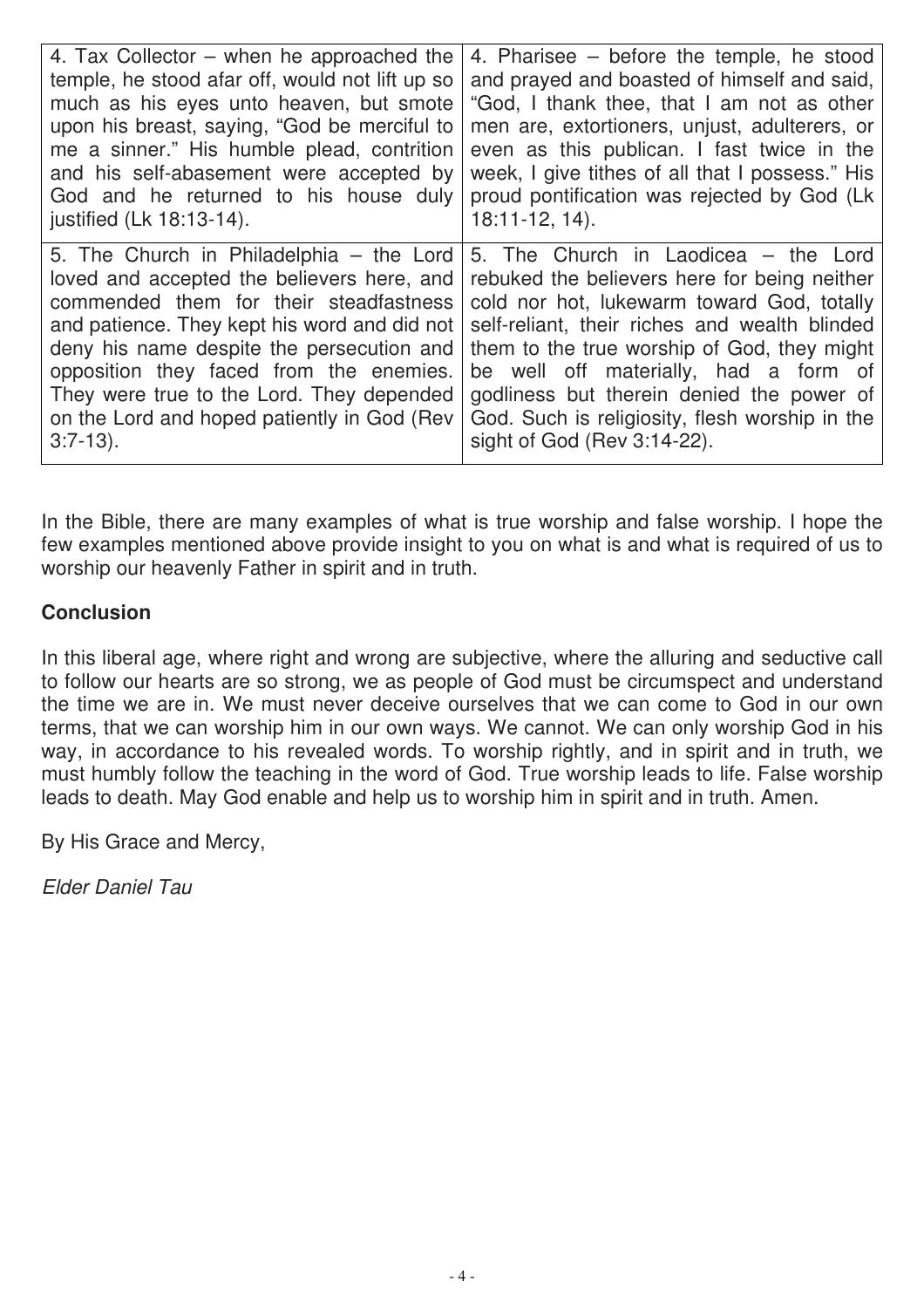| | |
|---|---|
| 4. Tax Collector – when he approached the temple, he stood afar off, would not lift up so much as his eyes unto heaven, but smote upon his breast, saying, "God be merciful to me a sinner." His humble plead, contrition and his self-abasement were accepted by God and he returned to his house duly justified (Lk 18:13-14). | 4. Pharisee – before the temple, he stood and prayed and boasted of himself and said, "God, I thank thee, that I am not as other men are, extortioners, unjust, adulterers, or even as this publican. I fast twice in the week, I give tithes of all that I possess." His proud pontification was rejected by God (Lk 18:11-12, 14). |
| 5. The Church in Philadelphia – the Lord loved and accepted the believers here, and commended them for their steadfastness and patience. They kept his word and did not deny his name despite the persecution and opposition they faced from the enemies. They were true to the Lord. They depended on the Lord and hoped patiently in God (Rev 3:7-13). | 5. The Church in Laodicea – the Lord rebuked the believers here for being neither cold nor hot, lukewarm toward God, totally self-reliant, their riches and wealth blinded them to the true worship of God, they might be well off materially, had a form of godliness but therein denied the power of God. Such is religiosity, flesh worship in the sight of God (Rev 3:14-22). |

In the Bible, there are many examples of what is true worship and false worship. I hope the few examples mentioned above provide insight to you on what is and what is required of us to worship our heavenly Father in spirit and in truth.

**Conclusion**

In this liberal age, where right and wrong are subjective, where the alluring and seductive call to follow our hearts are so strong, we as people of God must be circumspect and understand the time we are in. We must never deceive ourselves that we can come to God in our own terms, that we can worship him in our own ways. We cannot. We can only worship God in his way, in accordance to his revealed words. To worship rightly, and in spirit and in truth, we must humbly follow the teaching in the word of God. True worship leads to life. False worship leads to death. May God enable and help us to worship him in spirit and in truth. Amen.

By His Grace and Mercy,

*Elder Daniel Tau*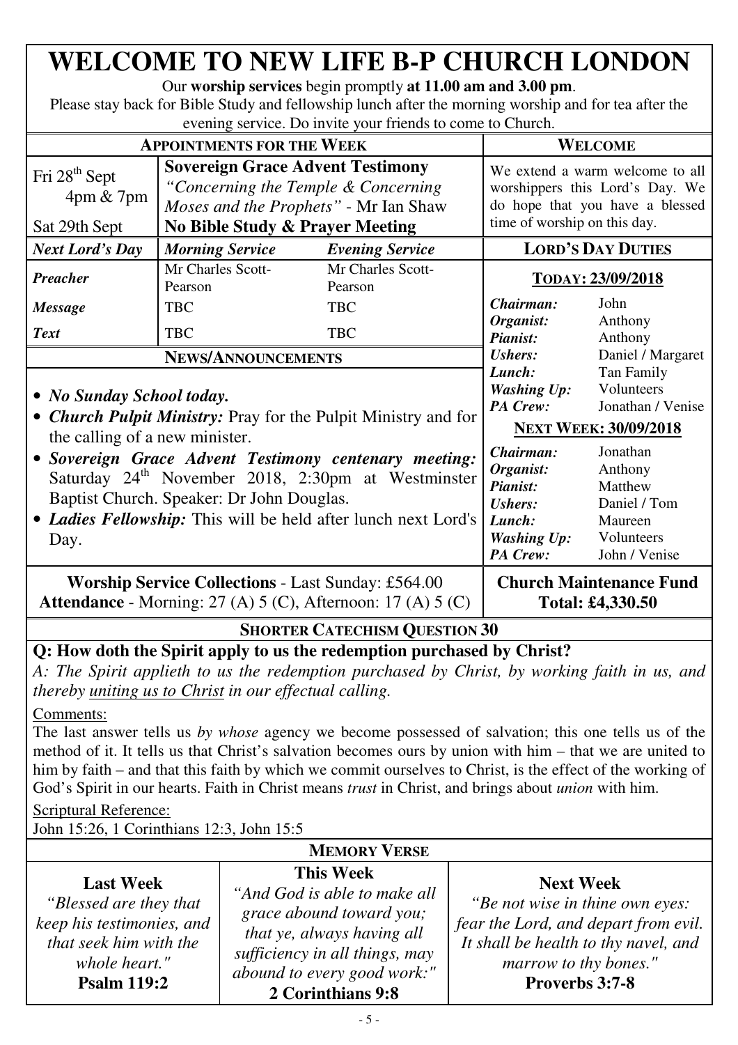# WELCOME TO NEW LIFE B-P CHURCH LONDON

Our **worship services** begin promptly **at 11.00 am and 3.00 pm**.
Please stay back for Bible Study and fellowship lunch after the morning worship and for tea after the evening service. Do invite your friends to come to Church.

## APPOINTMENTS FOR THE WEEK

| | |
|---|---|
| Fri 28th Sept 4pm & 7pm | **Sovereign Grace Advent Testimony** *"Concerning the Temple & Concerning Moses and the Prophets"* - Mr Ian Shaw |
| Sat 29th Sept | **No Bible Study & Prayer Meeting** |

| ***Next Lord's Day*** | ***Morning Service*** | ***Evening Service*** |
|---|---|---|
| ***Preacher*** | Mr Charles Scott-Pearson | Mr Charles Scott-Pearson |
| ***Message*** | TBC | TBC |
| ***Text*** | TBC | TBC |

## WELCOME

We extend a warm welcome to all worshippers this Lord's Day. We do hope that you have a blessed time of worship on this day.

## LORD'S DAY DUTIES

**TODAY: 23/09/2018**

| | |
|---|---|
| ***Chairman:*** | John |
| ***Organist:*** | Anthony |
| ***Pianist:*** | Anthony |
| ***Ushers:*** | Daniel / Margaret |
| ***Lunch:*** | Tan Family |
| ***Washing Up:*** | Volunteers |
| ***PA Crew:*** | Jonathan / Venise |

**NEXT WEEK: 30/09/2018**

| | |
|---|---|
| ***Chairman:*** | Jonathan |
| ***Organist:*** | Anthony |
| ***Pianist:*** | Matthew |
| ***Ushers:*** | Daniel / Tom |
| ***Lunch:*** | Maureen |
| ***Washing Up:*** | Volunteers |
| ***PA Crew:*** | John / Venise |

## NEWS/ANNOUNCEMENTS

- ***No Sunday School today.***
- ***Church Pulpit Ministry:*** Pray for the Pulpit Ministry and for the calling of a new minister.
- ***Sovereign Grace Advent Testimony centenary meeting:*** Saturday 24th November 2018, 2:30pm at Westminster Baptist Church. Speaker: Dr John Douglas.
- ***Ladies Fellowship:*** This will be held after lunch next Lord's Day.

**Worship Service Collections** - Last Sunday: £564.00
**Attendance** - Morning: 27 (A) 5 (C), Afternoon: 17 (A) 5 (C)

**Church Maintenance Fund**
**Total: £4,330.50**

## SHORTER CATECHISM QUESTION 30

**Q: How doth the Spirit apply to us the redemption purchased by Christ?**

*A: The Spirit applieth to us the redemption purchased by Christ, by working faith in us, and thereby uniting us to Christ in our effectual calling.*

Comments:

The last answer tells us *by whose* agency we become possessed of salvation; this one tells us of the method of it. It tells us that Christ's salvation becomes ours by union with him – that we are united to him by faith – and that this faith by which we commit ourselves to Christ, is the effect of the working of God's Spirit in our hearts. Faith in Christ means *trust* in Christ, and brings about *union* with him.

Scriptural Reference:

John 15:26, 1 Corinthians 12:3, John 15:5

## MEMORY VERSE

**Last Week**
*"Blessed are they that keep his testimonies, and that seek him with the whole heart."*
**Psalm 119:2**

**This Week**
*"And God is able to make all grace abound toward you; that ye, always having all sufficiency in all things, may abound to every good work:"*
**2 Corinthians 9:8**

**Next Week**
*"Be not wise in thine own eyes: fear the Lord, and depart from evil. It shall be health to thy navel, and marrow to thy bones."*
**Proverbs 3:7-8**